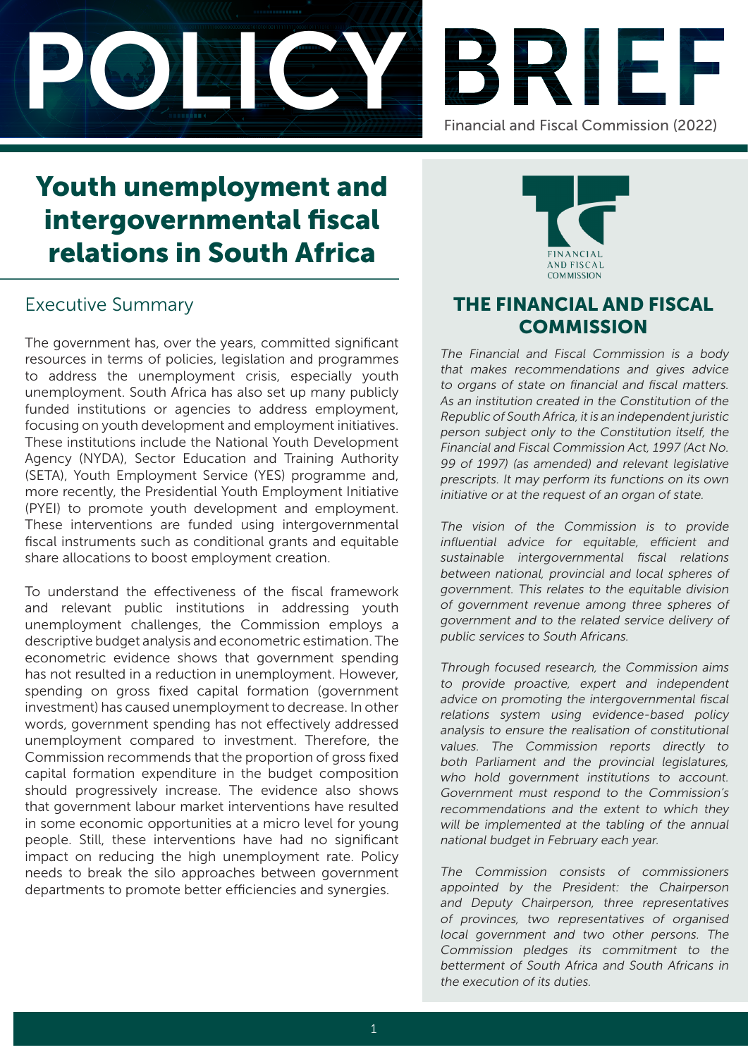# POLICY BRIEF

Financial and Fiscal Commission (2022)

# Youth unemployment and intergovernmental fiscal relations in South Africa

## Executive Summary

The government has, over the years, committed significant resources in terms of policies, legislation and programmes to address the unemployment crisis, especially youth unemployment. South Africa has also set up many publicly funded institutions or agencies to address employment, focusing on youth development and employment initiatives. These institutions include the National Youth Development Agency (NYDA), Sector Education and Training Authority (SETA), Youth Employment Service (YES) programme and, more recently, the Presidential Youth Employment Initiative (PYEI) to promote youth development and employment. These interventions are funded using intergovernmental fiscal instruments such as conditional grants and equitable share allocations to boost employment creation.

To understand the effectiveness of the fiscal framework and relevant public institutions in addressing youth unemployment challenges, the Commission employs a descriptive budget analysis and econometric estimation. The econometric evidence shows that government spending has not resulted in a reduction in unemployment. However, spending on gross fixed capital formation (government investment) has caused unemployment to decrease. In other words, government spending has not effectively addressed unemployment compared to investment. Therefore, the Commission recommends that the proportion of gross fixed capital formation expenditure in the budget composition should progressively increase. The evidence also shows that government labour market interventions have resulted in some economic opportunities at a micro level for young people. Still, these interventions have had no significant impact on reducing the high unemployment rate. Policy needs to break the silo approaches between government departments to promote better efficiencies and synergies.

FINANCIAL AND FISCAL COMMISSION

## THE FINANCIAL AND FISCAL COMMISSION

*The Financial and Fiscal Commission is a body that makes recommendations and gives advice to organs of state on financial and fiscal matters. As an institution created in the Constitution of the Republic of South Africa, it is an independent juristic person subject only to the Constitution itself, the Financial and Fiscal Commission Act, 1997 (Act No. 99 of 1997) (as amended) and relevant legislative prescripts. It may perform its functions on its own initiative or at the request of an organ of state.*

*The vision of the Commission is to provide influential advice for equitable, efficient and sustainable intergovernmental fiscal relations between national, provincial and local spheres of government. This relates to the equitable division of government revenue among three spheres of government and to the related service delivery of public services to South Africans.*

*Through focused research, the Commission aims to provide proactive, expert and independent advice on promoting the intergovernmental fiscal relations system using evidence-based policy analysis to ensure the realisation of constitutional values. The Commission reports directly to both Parliament and the provincial legislatures, who hold government institutions to account. Government must respond to the Commission's recommendations and the extent to which they will be implemented at the tabling of the annual national budget in February each year.*

*The Commission consists of commissioners appointed by the President: the Chairperson and Deputy Chairperson, three representatives of provinces, two representatives of organised local government and two other persons. The Commission pledges its commitment to the betterment of South Africa and South Africans in the execution of its duties.*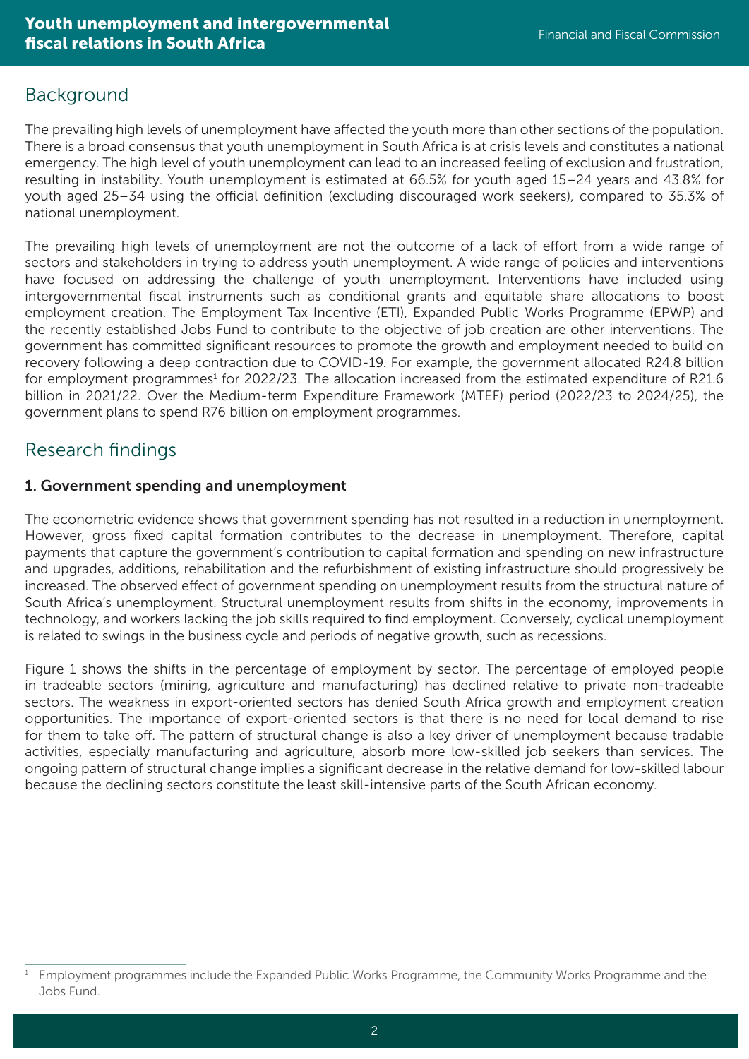## Background

The prevailing high levels of unemployment have affected the youth more than other sections of the population. There is a broad consensus that youth unemployment in South Africa is at crisis levels and constitutes a national emergency. The high level of youth unemployment can lead to an increased feeling of exclusion and frustration, resulting in instability. Youth unemployment is estimated at 66.5% for youth aged 15–24 years and 43.8% for youth aged 25–34 using the official definition (excluding discouraged work seekers), compared to 35.3% of national unemployment.

The prevailing high levels of unemployment are not the outcome of a lack of effort from a wide range of sectors and stakeholders in trying to address youth unemployment. A wide range of policies and interventions have focused on addressing the challenge of youth unemployment. Interventions have included using intergovernmental fiscal instruments such as conditional grants and equitable share allocations to boost employment creation. The Employment Tax Incentive (ETI), Expanded Public Works Programme (EPWP) and the recently established Jobs Fund to contribute to the objective of job creation are other interventions. The government has committed significant resources to promote the growth and employment needed to build on recovery following a deep contraction due to COVID-19. For example, the government allocated R24.8 billion for employment programmes[1] for 2022/23. The allocation increased from the estimated expenditure of R21.6 billion in 2021/22. Over the Medium-term Expenditure Framework (MTEF) period (2022/23 to 2024/25), the government plans to spend R76 billion on employment programmes.

## Research findings

### 1. Government spending and unemployment

The econometric evidence shows that government spending has not resulted in a reduction in unemployment. However, gross fixed capital formation contributes to the decrease in unemployment. Therefore, capital payments that capture the government's contribution to capital formation and spending on new infrastructure and upgrades, additions, rehabilitation and the refurbishment of existing infrastructure should progressively be increased. The observed effect of government spending on unemployment results from the structural nature of South Africa's unemployment. Structural unemployment results from shifts in the economy, improvements in technology, and workers lacking the job skills required to find employment. Conversely, cyclical unemployment is related to swings in the business cycle and periods of negative growth, such as recessions.

Figure 1 shows the shifts in the percentage of employment by sector. The percentage of employed people in tradeable sectors (mining, agriculture and manufacturing) has declined relative to private non-tradeable sectors. The weakness in export-oriented sectors has denied South Africa growth and employment creation opportunities. The importance of export-oriented sectors is that there is no need for local demand to rise for them to take off. The pattern of structural change is also a key driver of unemployment because tradable activities, especially manufacturing and agriculture, absorb more low-skilled job seekers than services. The ongoing pattern of structural change implies a significant decrease in the relative demand for low-skilled labour because the declining sectors constitute the least skill-intensive parts of the South African economy.

[1] Employment programmes include the Expanded Public Works Programme, the Community Works Programme and the Jobs Fund.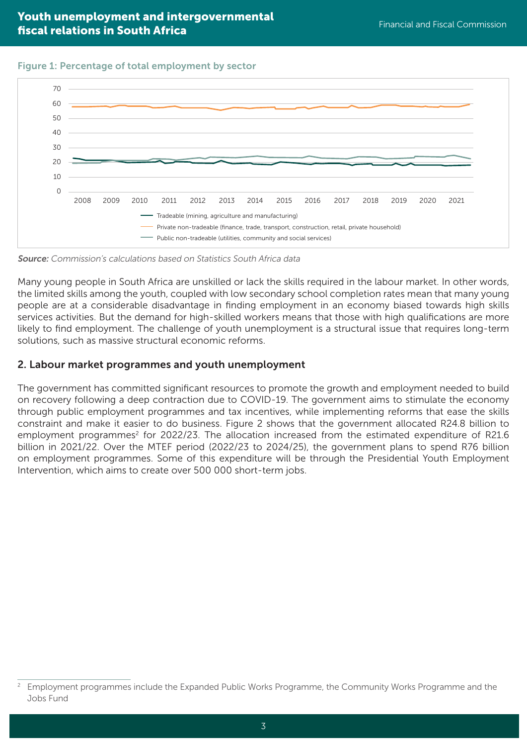Figure 1: Percentage of total employment by sector

Source: Commission's calculations based on Statistics South Africa data

Many young people in South Africa are unskilled or lack the skills required in the labour market. In other words, the limited skills among the youth, coupled with low secondary school completion rates mean that many young people are at a considerable disadvantage in finding employment in an economy biased towards high skills services activities. But the demand for high-skilled workers means that those with high qualifications are more likely to find employment. The challenge of youth unemployment is a structural issue that requires long-term solutions, such as massive structural economic reforms.

## 2. Labour market programmes and youth unemployment

The government has committed significant resources to promote the growth and employment needed to build on recovery following a deep contraction due to COVID-19. The government aims to stimulate the economy through public employment programmes and tax incentives, while implementing reforms that ease the skills constraint and make it easier to do business. Figure 2 shows that the government allocated R24.8 billion to employment programmes[2] for 2022/23. The allocation increased from the estimated expenditure of R21.6 billion in 2021/22. Over the MTEF period (2022/23 to 2024/25), the government plans to spend R76 billion on employment programmes. Some of this expenditure will be through the Presidential Youth Employment Intervention, which aims to create over 500 000 short-term jobs.

[2] Employment programmes include the Expanded Public Works Programme, the Community Works Programme and the Jobs Fund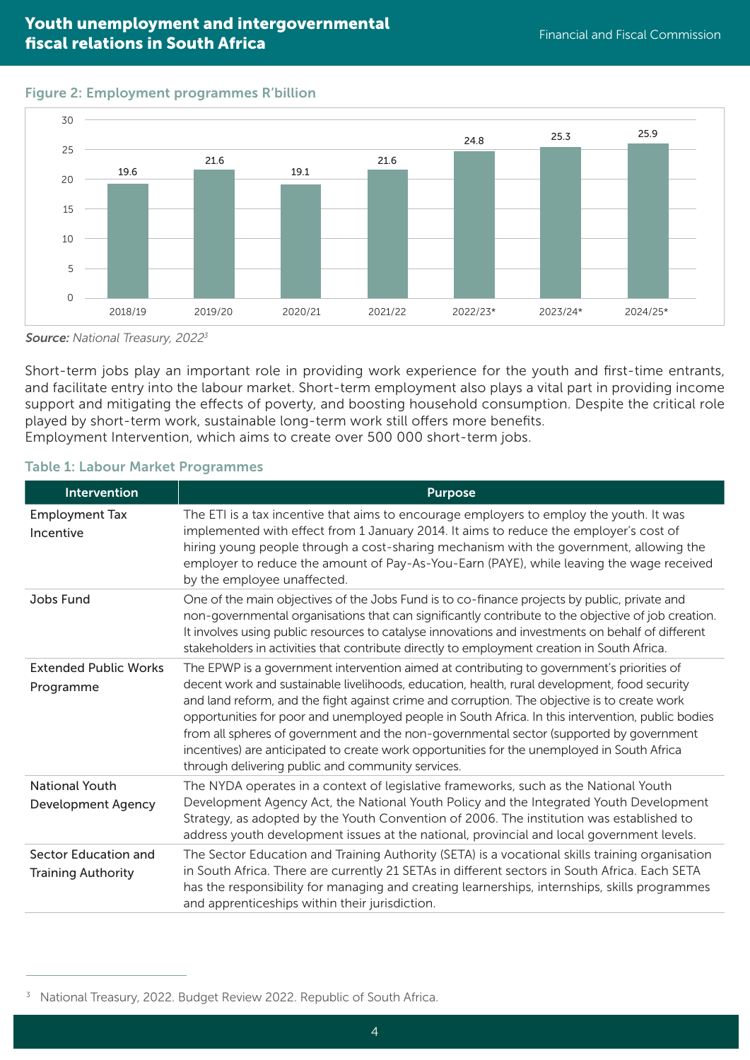**Figure 2: Employment programmes R'billion**

| Year | R'billion |
|---|---|
| 2018/19 | 19.6 |
| 2019/20 | 21.6 |
| 2020/21 | 19.1 |
| 2021/22 | 21.6 |
| 2022/23* | 24.8 |
| 2023/24* | 25.3 |
| 2024/25* | 25.9 |

***Source:*** *National Treasury, 2022*[3]

Short-term jobs play an important role in providing work experience for the youth and first-time entrants, and facilitate entry into the labour market. Short-term employment also plays a vital part in providing income support and mitigating the effects of poverty, and boosting household consumption. Despite the critical role played by short-term work, sustainable long-term work still offers more benefits.
Employment Intervention, which aims to create over 500 000 short-term jobs.

**Table 1: Labour Market Programmes**

| Intervention | Purpose |
|---|---|
| Employment Tax Incentive | The ETI is a tax incentive that aims to encourage employers to employ the youth. It was implemented with effect from 1 January 2014. It aims to reduce the employer's cost of hiring young people through a cost-sharing mechanism with the government, allowing the employer to reduce the amount of Pay-As-You-Earn (PAYE), while leaving the wage received by the employee unaffected. |
| Jobs Fund | One of the main objectives of the Jobs Fund is to co-finance projects by public, private and non-governmental organisations that can significantly contribute to the objective of job creation. It involves using public resources to catalyse innovations and investments on behalf of different stakeholders in activities that contribute directly to employment creation in South Africa. |
| Extended Public Works Programme | The EPWP is a government intervention aimed at contributing to government's priorities of decent work and sustainable livelihoods, education, health, rural development, food security and land reform, and the fight against crime and corruption. The objective is to create work opportunities for poor and unemployed people in South Africa. In this intervention, public bodies from all spheres of government and the non-governmental sector (supported by government incentives) are anticipated to create work opportunities for the unemployed in South Africa through delivering public and community services. |
| National Youth Development Agency | The NYDA operates in a context of legislative frameworks, such as the National Youth Development Agency Act, the National Youth Policy and the Integrated Youth Development Strategy, as adopted by the Youth Convention of 2006. The institution was established to address youth development issues at the national, provincial and local government levels. |
| Sector Education and Training Authority | The Sector Education and Training Authority (SETA) is a vocational skills training organisation in South Africa. There are currently 21 SETAs in different sectors in South Africa. Each SETA has the responsibility for managing and creating learnerships, internships, skills programmes and apprenticeships within their jurisdiction. |

[3] National Treasury, 2022. Budget Review 2022. Republic of South Africa.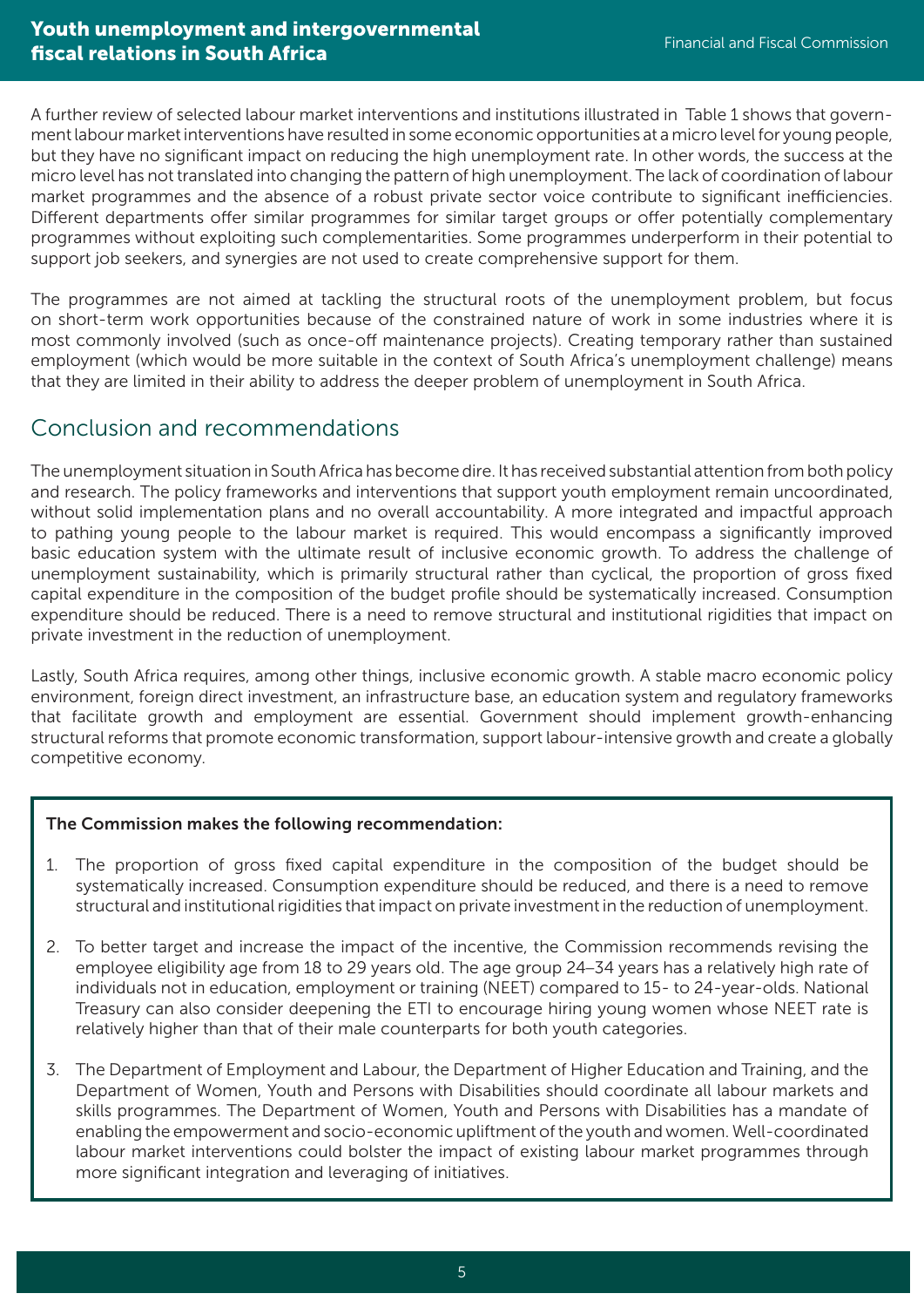A further review of selected labour market interventions and institutions illustrated in Table 1 shows that government labour market interventions have resulted in some economic opportunities at a micro level for young people, but they have no significant impact on reducing the high unemployment rate. In other words, the success at the micro level has not translated into changing the pattern of high unemployment. The lack of coordination of labour market programmes and the absence of a robust private sector voice contribute to significant inefficiencies. Different departments offer similar programmes for similar target groups or offer potentially complementary programmes without exploiting such complementarities. Some programmes underperform in their potential to support job seekers, and synergies are not used to create comprehensive support for them.

The programmes are not aimed at tackling the structural roots of the unemployment problem, but focus on short-term work opportunities because of the constrained nature of work in some industries where it is most commonly involved (such as once-off maintenance projects). Creating temporary rather than sustained employment (which would be more suitable in the context of South Africa's unemployment challenge) means that they are limited in their ability to address the deeper problem of unemployment in South Africa.

## Conclusion and recommendations

The unemployment situation in South Africa has become dire. It has received substantial attention from both policy and research. The policy frameworks and interventions that support youth employment remain uncoordinated, without solid implementation plans and no overall accountability. A more integrated and impactful approach to pathing young people to the labour market is required. This would encompass a significantly improved basic education system with the ultimate result of inclusive economic growth. To address the challenge of unemployment sustainability, which is primarily structural rather than cyclical, the proportion of gross fixed capital expenditure in the composition of the budget profile should be systematically increased. Consumption expenditure should be reduced. There is a need to remove structural and institutional rigidities that impact on private investment in the reduction of unemployment.

Lastly, South Africa requires, among other things, inclusive economic growth. A stable macro economic policy environment, foreign direct investment, an infrastructure base, an education system and regulatory frameworks that facilitate growth and employment are essential. Government should implement growth-enhancing structural reforms that promote economic transformation, support labour-intensive growth and create a globally competitive economy.

**The Commission makes the following recommendation:**

1. The proportion of gross fixed capital expenditure in the composition of the budget should be systematically increased. Consumption expenditure should be reduced, and there is a need to remove structural and institutional rigidities that impact on private investment in the reduction of unemployment.
2. To better target and increase the impact of the incentive, the Commission recommends revising the employee eligibility age from 18 to 29 years old. The age group 24–34 years has a relatively high rate of individuals not in education, employment or training (NEET) compared to 15- to 24-year-olds. National Treasury can also consider deepening the ETI to encourage hiring young women whose NEET rate is relatively higher than that of their male counterparts for both youth categories.
3. The Department of Employment and Labour, the Department of Higher Education and Training, and the Department of Women, Youth and Persons with Disabilities should coordinate all labour markets and skills programmes. The Department of Women, Youth and Persons with Disabilities has a mandate of enabling the empowerment and socio-economic upliftment of the youth and women. Well-coordinated labour market interventions could bolster the impact of existing labour market programmes through more significant integration and leveraging of initiatives.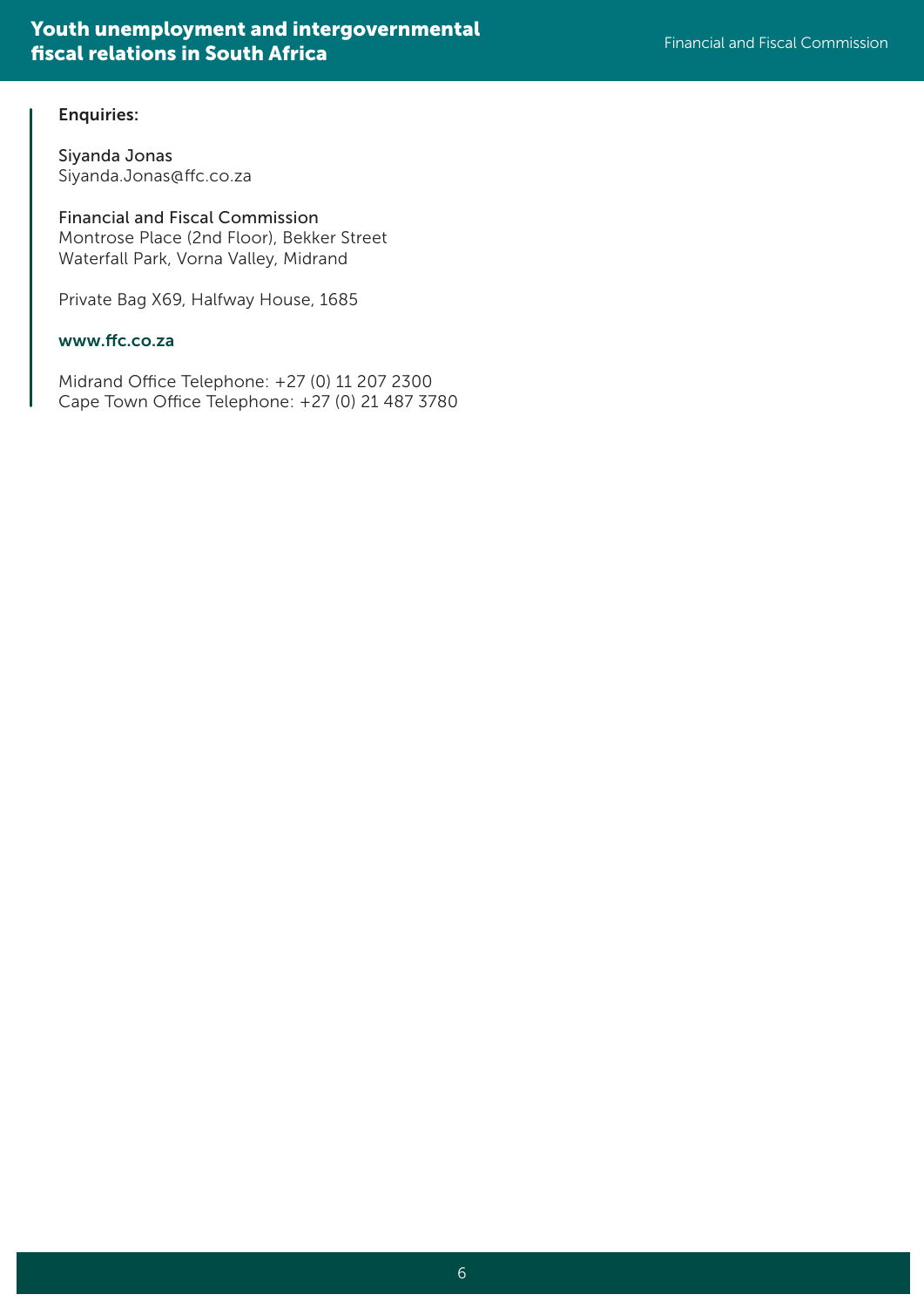**Enquiries:**

Siyanda Jonas
Siyanda.Jonas@ffc.co.za

Financial and Fiscal Commission
Montrose Place (2nd Floor), Bekker Street
Waterfall Park, Vorna Valley, Midrand

Private Bag X69, Halfway House, 1685

**www.ffc.co.za**

Midrand Office Telephone: +27 (0) 11 207 2300
Cape Town Office Telephone: +27 (0) 21 487 3780